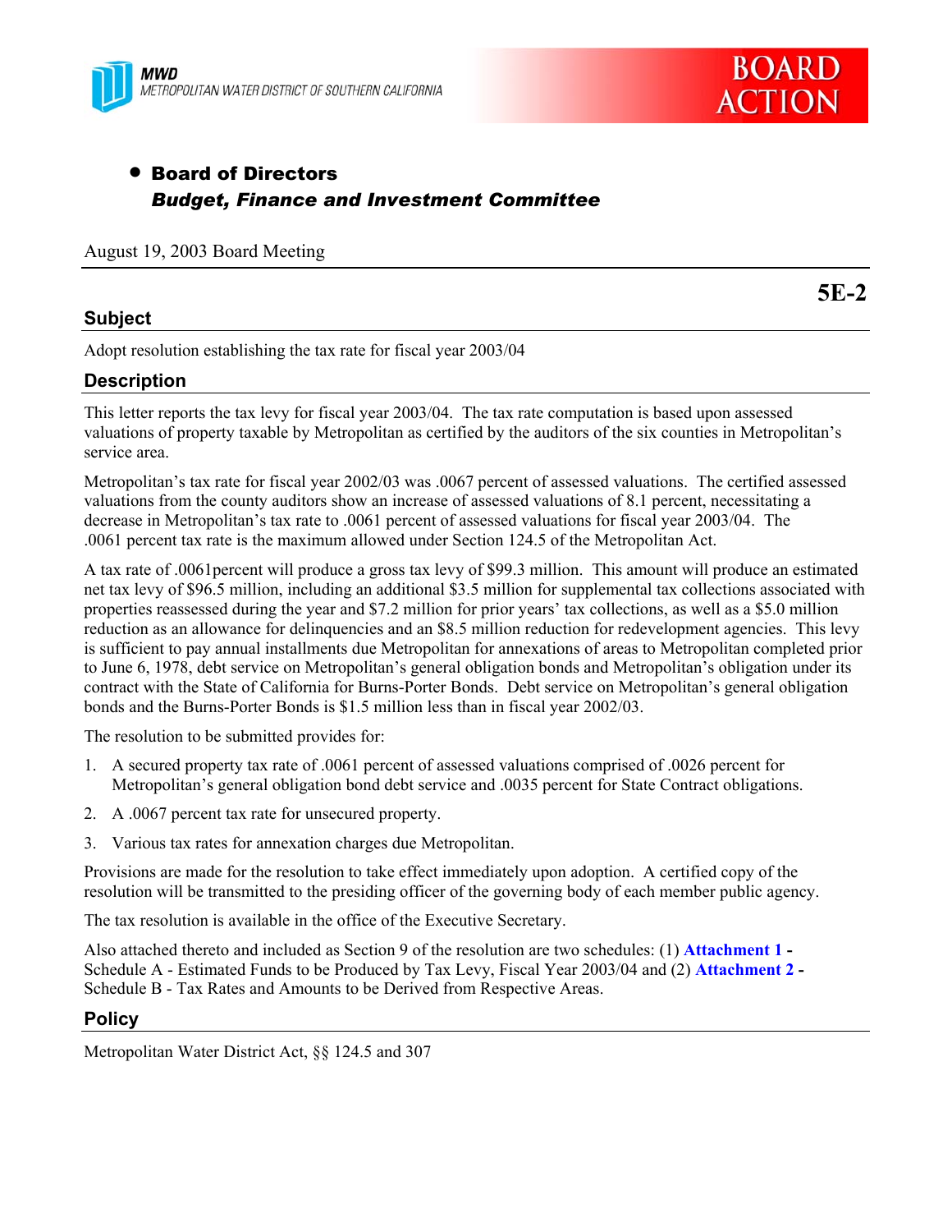MWD

METROPOLITAN WATER DISTRICT OF SOUTHERN CALIFORNIA

**BOARD ACTION**

- **Board of Directors**
  ***Budget, Finance and Investment Committee***

August 19, 2003 Board Meeting

**5E-2**

## Subject

Adopt resolution establishing the tax rate for fiscal year 2003/04

## Description

This letter reports the tax levy for fiscal year 2003/04. The tax rate computation is based upon assessed valuations of property taxable by Metropolitan as certified by the auditors of the six counties in Metropolitan's service area.

Metropolitan's tax rate for fiscal year 2002/03 was .0067 percent of assessed valuations. The certified assessed valuations from the county auditors show an increase of assessed valuations of 8.1 percent, necessitating a decrease in Metropolitan's tax rate to .0061 percent of assessed valuations for fiscal year 2003/04. The .0061 percent tax rate is the maximum allowed under Section 124.5 of the Metropolitan Act.

A tax rate of .0061percent will produce a gross tax levy of $99.3 million. This amount will produce an estimated net tax levy of $96.5 million, including an additional $3.5 million for supplemental tax collections associated with properties reassessed during the year and $7.2 million for prior years' tax collections, as well as a $5.0 million reduction as an allowance for delinquencies and an $8.5 million reduction for redevelopment agencies. This levy is sufficient to pay annual installments due Metropolitan for annexations of areas to Metropolitan completed prior to June 6, 1978, debt service on Metropolitan's general obligation bonds and Metropolitan's obligation under its contract with the State of California for Burns-Porter Bonds. Debt service on Metropolitan's general obligation bonds and the Burns-Porter Bonds is $1.5 million less than in fiscal year 2002/03.

The resolution to be submitted provides for:

1. A secured property tax rate of .0061 percent of assessed valuations comprised of .0026 percent for Metropolitan's general obligation bond debt service and .0035 percent for State Contract obligations.
2. A .0067 percent tax rate for unsecured property.
3. Various tax rates for annexation charges due Metropolitan.

Provisions are made for the resolution to take effect immediately upon adoption. A certified copy of the resolution will be transmitted to the presiding officer of the governing body of each member public agency.

The tax resolution is available in the office of the Executive Secretary.

Also attached thereto and included as Section 9 of the resolution are two schedules: (1) **Attachment 1** - Schedule A - Estimated Funds to be Produced by Tax Levy, Fiscal Year 2003/04 and (2) **Attachment 2** - Schedule B - Tax Rates and Amounts to be Derived from Respective Areas.

## Policy

Metropolitan Water District Act, §§ 124.5 and 307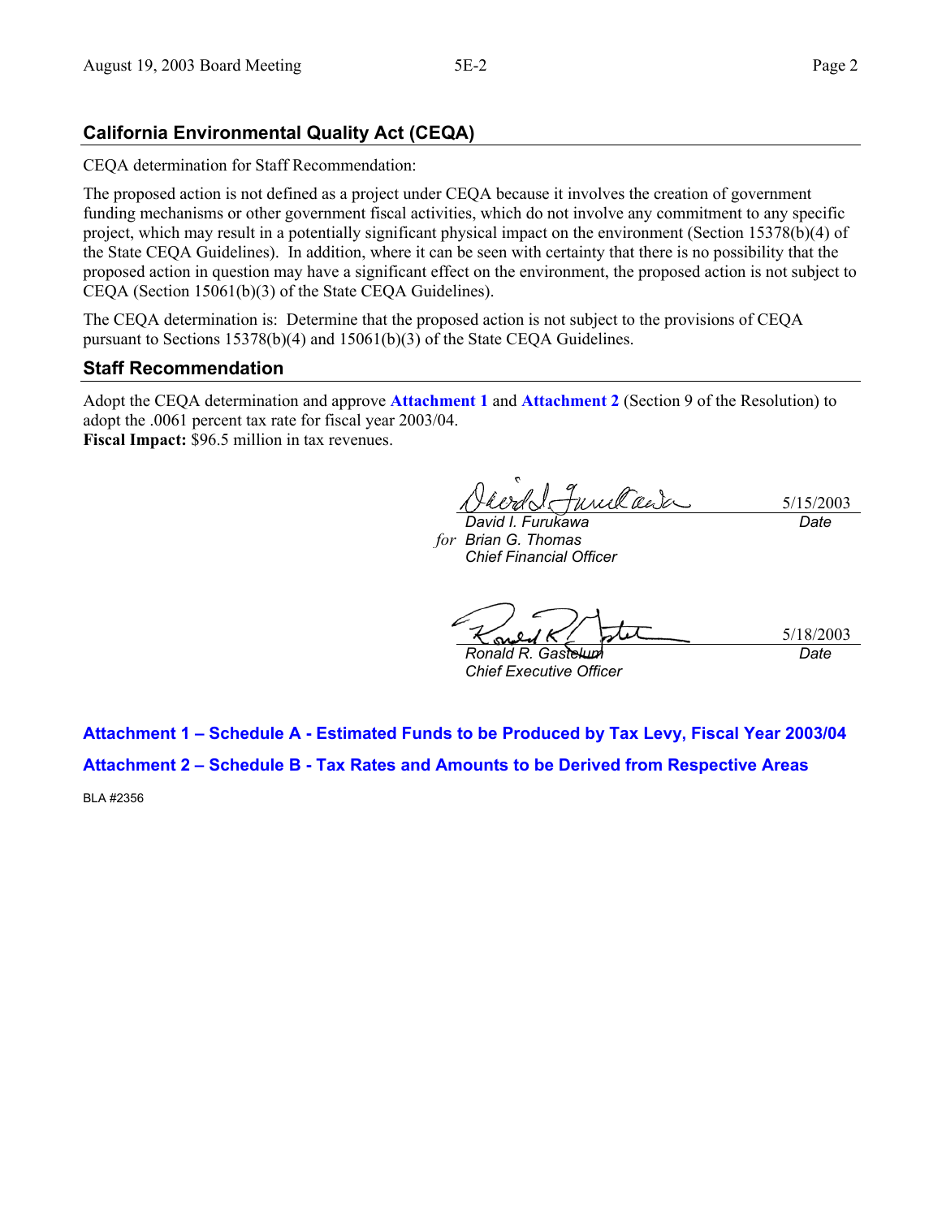## California Environmental Quality Act (CEQA)

CEQA determination for Staff Recommendation:

The proposed action is not defined as a project under CEQA because it involves the creation of government funding mechanisms or other government fiscal activities, which do not involve any commitment to any specific project, which may result in a potentially significant physical impact on the environment (Section 15378(b)(4) of the State CEQA Guidelines). In addition, where it can be seen with certainty that there is no possibility that the proposed action in question may have a significant effect on the environment, the proposed action is not subject to CEQA (Section 15061(b)(3) of the State CEQA Guidelines).

The CEQA determination is: Determine that the proposed action is not subject to the provisions of CEQA pursuant to Sections 15378(b)(4) and 15061(b)(3) of the State CEQA Guidelines.

## Staff Recommendation

Adopt the CEQA determination and approve **Attachment 1** and **Attachment 2** (Section 9 of the Resolution) to adopt the .0061 percent tax rate for fiscal year 2003/04.
**Fiscal Impact:** $96.5 million in tax revenues.

*David I. Furukawa*
*for* *Brian G. Thomas*
*Chief Financial Officer*
5/15/2003
*Date*

*Ronald R. Gastelum*
*Chief Executive Officer*
5/18/2003
*Date*

**Attachment 1 – Schedule A - Estimated Funds to be Produced by Tax Levy, Fiscal Year 2003/04**

**Attachment 2 – Schedule B - Tax Rates and Amounts to be Derived from Respective Areas**

BLA #2356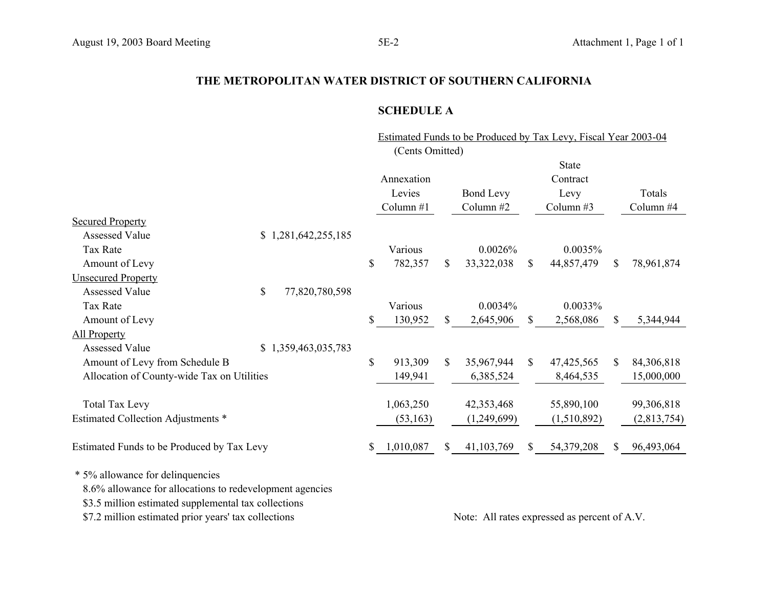# THE METROPOLITAN WATER DISTRICT OF SOUTHERN CALIFORNIA

## SCHEDULE A

Estimated Funds to be Produced by Tax Levy, Fiscal Year 2003-04
(Cents Omitted)

| | | Annexation Levies Column #1 | Bond Levy Column #2 | State Contract Levy Column #3 | Totals Column #4 |
|---|---|---|---|---|---|
| Secured Property | | | | | |
| Assessed Value | $ 1,281,642,255,185 | | | | |
| Tax Rate | | Various | 0.0026% | 0.0035% | |
| Amount of Levy | | $ 782,357 | $ 33,322,038 | $ 44,857,479 | $ 78,961,874 |
| Unsecured Property | | | | | |
| Assessed Value | $ 77,820,780,598 | | | | |
| Tax Rate | | Various | 0.0034% | 0.0033% | |
| Amount of Levy | | $ 130,952 | $ 2,645,906 | $ 2,568,086 | $ 5,344,944 |
| All Property | | | | | |
| Assessed Value | $ 1,359,463,035,783 | | | | |
| Amount of Levy from Schedule B | | $ 913,309 | $ 35,967,944 | $ 47,425,565 | $ 84,306,818 |
| Allocation of County-wide Tax on Utilities | | 149,941 | 6,385,524 | 8,464,535 | 15,000,000 |
| Total Tax Levy | | 1,063,250 | 42,353,468 | 55,890,100 | 99,306,818 |
| Estimated Collection Adjustments * | | (53,163) | (1,249,699) | (1,510,892) | (2,813,754) |
| Estimated Funds to be Produced by Tax Levy | | $ 1,010,087 | $ 41,103,769 | $ 54,379,208 | $ 96,493,064 |

\* 5% allowance for delinquencies
8.6% allowance for allocations to redevelopment agencies
$3.5 million estimated supplemental tax collections
$7.2 million estimated prior years' tax collections

Note: All rates expressed as percent of A.V.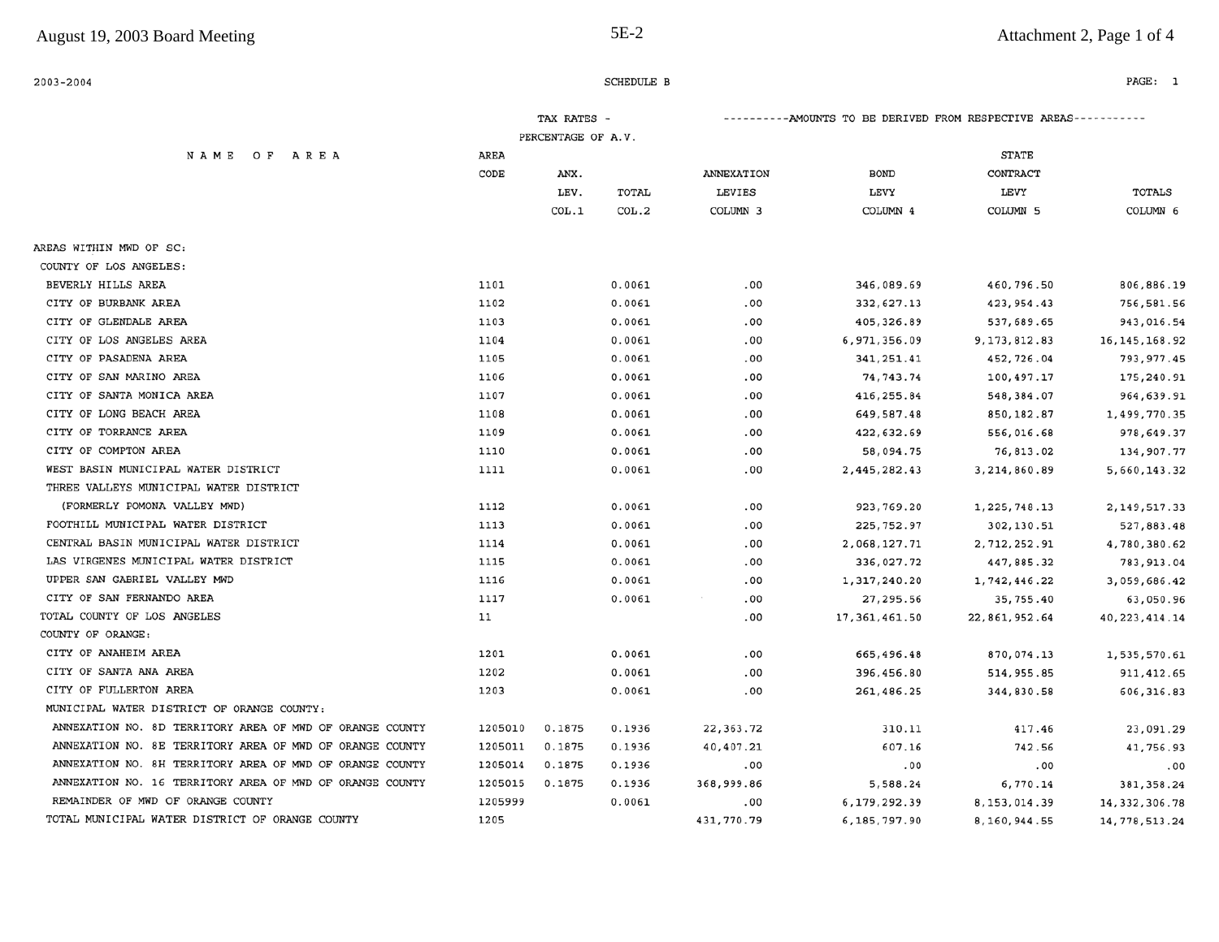2003-2004

SCHEDULE B

| NAME OF AREA | AREA CODE | TAX RATES - PERCENTAGE OF A.V. ANX. LEV. COL.1 | TOTAL COL.2 | ANNEXATION LEVIES COLUMN 3 | BOND LEVY COLUMN 4 | STATE CONTRACT LEVY COLUMN 5 | TOTALS COLUMN 6 |
|---|---|---|---|---|---|---|---|
| AREAS WITHIN MWD OF SC: | | | | | | | |
| COUNTY OF LOS ANGELES: | | | | | | | |
| BEVERLY HILLS AREA | 1101 | | 0.0061 | .00 | 346,089.69 | 460,796.50 | 806,886.19 |
| CITY OF BURBANK AREA | 1102 | | 0.0061 | .00 | 332,627.13 | 423,954.43 | 756,581.56 |
| CITY OF GLENDALE AREA | 1103 | | 0.0061 | .00 | 405,326.89 | 537,689.65 | 943,016.54 |
| CITY OF LOS ANGELES AREA | 1104 | | 0.0061 | .00 | 6,971,356.09 | 9,173,812.83 | 16,145,168.92 |
| CITY OF PASADENA AREA | 1105 | | 0.0061 | .00 | 341,251.41 | 452,726.04 | 793,977.45 |
| CITY OF SAN MARINO AREA | 1106 | | 0.0061 | .00 | 74,743.74 | 100,497.17 | 175,240.91 |
| CITY OF SANTA MONICA AREA | 1107 | | 0.0061 | .00 | 416,255.84 | 548,384.07 | 964,639.91 |
| CITY OF LONG BEACH AREA | 1108 | | 0.0061 | .00 | 649,587.48 | 850,182.87 | 1,499,770.35 |
| CITY OF TORRANCE AREA | 1109 | | 0.0061 | .00 | 422,632.69 | 556,016.68 | 978,649.37 |
| CITY OF COMPTON AREA | 1110 | | 0.0061 | .00 | 58,094.75 | 76,813.02 | 134,907.77 |
| WEST BASIN MUNICIPAL WATER DISTRICT | 1111 | | 0.0061 | .00 | 2,445,282.43 | 3,214,860.89 | 5,660,143.32 |
| THREE VALLEYS MUNICIPAL WATER DISTRICT (FORMERLY POMONA VALLEY MWD) | 1112 | | 0.0061 | .00 | 923,769.20 | 1,225,748.13 | 2,149,517.33 |
| FOOTHILL MUNICIPAL WATER DISTRICT | 1113 | | 0.0061 | .00 | 225,752.97 | 302,130.51 | 527,883.48 |
| CENTRAL BASIN MUNICIPAL WATER DISTRICT | 1114 | | 0.0061 | .00 | 2,068,127.71 | 2,712,252.91 | 4,780,380.62 |
| LAS VIRGENES MUNICIPAL WATER DISTRICT | 1115 | | 0.0061 | .00 | 336,027.72 | 447,885.32 | 783,913.04 |
| UPPER SAN GABRIEL VALLEY MWD | 1116 | | 0.0061 | .00 | 1,317,240.20 | 1,742,446.22 | 3,059,686.42 |
| CITY OF SAN FERNANDO AREA | 1117 | | 0.0061 | .00 | 27,295.56 | 35,755.40 | 63,050.96 |
| TOTAL COUNTY OF LOS ANGELES | 11 | | | .00 | 17,361,461.50 | 22,861,952.64 | 40,223,414.14 |
| COUNTY OF ORANGE: | | | | | | | |
| CITY OF ANAHEIM AREA | 1201 | | 0.0061 | .00 | 665,496.48 | 870,074.13 | 1,535,570.61 |
| CITY OF SANTA ANA AREA | 1202 | | 0.0061 | .00 | 396,456.80 | 514,955.85 | 911,412.65 |
| CITY OF FULLERTON AREA | 1203 | | 0.0061 | .00 | 261,486.25 | 344,830.58 | 606,316.83 |
| MUNICIPAL WATER DISTRICT OF ORANGE COUNTY: | | | | | | | |
| ANNEXATION NO. 8D TERRITORY AREA OF MWD OF ORANGE COUNTY | 1205010 | 0.1875 | 0.1936 | 22,363.72 | 310.11 | 417.46 | 23,091.29 |
| ANNEXATION NO. 8E TERRITORY AREA OF MWD OF ORANGE COUNTY | 1205011 | 0.1875 | 0.1936 | 40,407.21 | 607.16 | 742.56 | 41,756.93 |
| ANNEXATION NO. 8H TERRITORY AREA OF MWD OF ORANGE COUNTY | 1205014 | 0.1875 | 0.1936 | .00 | .00 | .00 | .00 |
| ANNEXATION NO. 16 TERRITORY AREA OF MWD OF ORANGE COUNTY | 1205015 | 0.1875 | 0.1936 | 368,999.86 | 5,588.24 | 6,770.14 | 381,358.24 |
| REMAINDER OF MWD OF ORANGE COUNTY | 1205999 | | 0.0061 | .00 | 6,179,292.39 | 8,153,014.39 | 14,332,306.78 |
| TOTAL MUNICIPAL WATER DISTRICT OF ORANGE COUNTY | 1205 | | | 431,770.79 | 6,185,797.90 | 8,160,944.55 | 14,778,513.24 |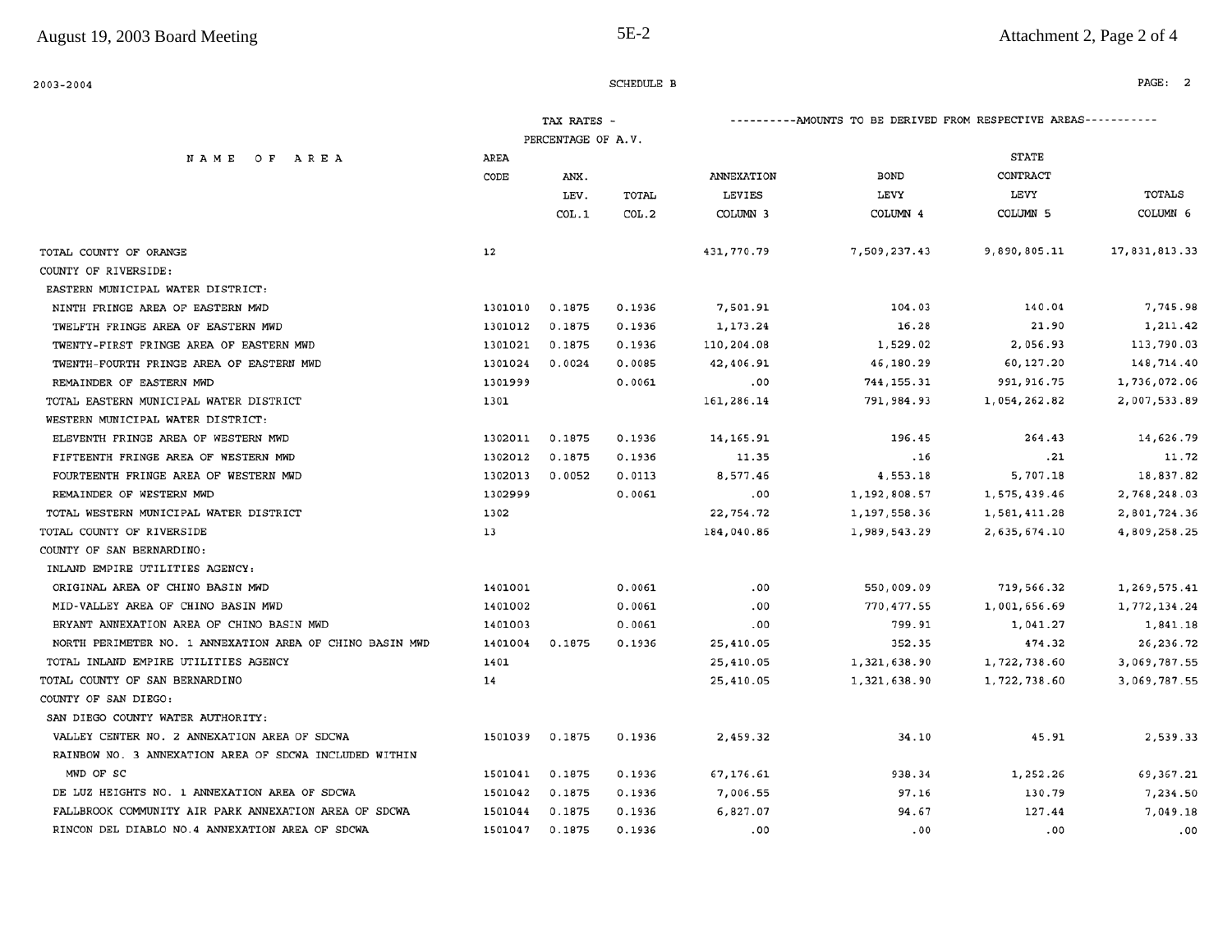2003-2004

SCHEDULE B

| NAME OF AREA | AREA CODE | TAX RATES - PERCENTAGE OF A.V. ANX. LEV. COL.1 | TOTAL COL.2 | ANNEXATION LEVIES COLUMN 3 | BOND LEVY COLUMN 4 | STATE CONTRACT LEVY COLUMN 5 | TOTALS COLUMN 6 |
|---|---|---|---|---|---|---|---|
| TOTAL COUNTY OF ORANGE | 12 | | | 431,770.79 | 7,509,237.43 | 9,890,805.11 | 17,831,813.33 |
| COUNTY OF RIVERSIDE: | | | | | | | |
| EASTERN MUNICIPAL WATER DISTRICT: | | | | | | | |
| NINTH FRINGE AREA OF EASTERN MWD | 1301010 | 0.1875 | 0.1936 | 7,501.91 | 104.03 | 140.04 | 7,745.98 |
| TWELFTH FRINGE AREA OF EASTERN MWD | 1301012 | 0.1875 | 0.1936 | 1,173.24 | 16.28 | 21.90 | 1,211.42 |
| TWENTY-FIRST FRINGE AREA OF EASTERN MWD | 1301021 | 0.1875 | 0.1936 | 110,204.08 | 1,529.02 | 2,056.93 | 113,790.03 |
| TWENTH-FOURTH FRINGE AREA OF EASTERN MWD | 1301024 | 0.0024 | 0.0085 | 42,406.91 | 46,180.29 | 60,127.20 | 148,714.40 |
| REMAINDER OF EASTERN MWD | 1301999 | | 0.0061 | .00 | 744,155.31 | 991,916.75 | 1,736,072.06 |
| TOTAL EASTERN MUNICIPAL WATER DISTRICT | 1301 | | | 161,286.14 | 791,984.93 | 1,054,262.82 | 2,007,533.89 |
| WESTERN MUNICIPAL WATER DISTRICT: | | | | | | | |
| ELEVENTH FRINGE AREA OF WESTERN MWD | 1302011 | 0.1875 | 0.1936 | 14,165.91 | 196.45 | 264.43 | 14,626.79 |
| FIFTEENTH FRINGE AREA OF WESTERN MWD | 1302012 | 0.1875 | 0.1936 | 11.35 | .16 | .21 | 11.72 |
| FOURTEENTH FRINGE AREA OF WESTERN MWD | 1302013 | 0.0052 | 0.0113 | 8,577.46 | 4,553.18 | 5,707.18 | 18,837.82 |
| REMAINDER OF WESTERN MWD | 1302999 | | 0.0061 | .00 | 1,192,808.57 | 1,575,439.46 | 2,768,248.03 |
| TOTAL WESTERN MUNICIPAL WATER DISTRICT | 1302 | | | 22,754.72 | 1,197,558.36 | 1,581,411.28 | 2,801,724.36 |
| TOTAL COUNTY OF RIVERSIDE | 13 | | | 184,040.86 | 1,989,543.29 | 2,635,674.10 | 4,809,258.25 |
| COUNTY OF SAN BERNARDINO: | | | | | | | |
| INLAND EMPIRE UTILITIES AGENCY: | | | | | | | |
| ORIGINAL AREA OF CHINO BASIN MWD | 1401001 | | 0.0061 | .00 | 550,009.09 | 719,566.32 | 1,269,575.41 |
| MID-VALLEY AREA OF CHINO BASIN MWD | 1401002 | | 0.0061 | .00 | 770,477.55 | 1,001,656.69 | 1,772,134.24 |
| BRYANT ANNEXATION AREA OF CHINO BASIN MWD | 1401003 | | 0.0061 | .00 | 799.91 | 1,041.27 | 1,841.18 |
| NORTH PERIMETER NO. 1 ANNEXATION AREA OF CHINO BASIN MWD | 1401004 | 0.1875 | 0.1936 | 25,410.05 | 352.35 | 474.32 | 26,236.72 |
| TOTAL INLAND EMPIRE UTILITIES AGENCY | 1401 | | | 25,410.05 | 1,321,638.90 | 1,722,738.60 | 3,069,787.55 |
| TOTAL COUNTY OF SAN BERNARDINO | 14 | | | 25,410.05 | 1,321,638.90 | 1,722,738.60 | 3,069,787.55 |
| COUNTY OF SAN DIEGO: | | | | | | | |
| SAN DIEGO COUNTY WATER AUTHORITY: | | | | | | | |
| VALLEY CENTER NO. 2 ANNEXATION AREA OF SDCWA | 1501039 | 0.1875 | 0.1936 | 2,459.32 | 34.10 | 45.91 | 2,539.33 |
| RAINBOW NO. 3 ANNEXATION AREA OF SDCWA INCLUDED WITHIN MWD OF SC | 1501041 | 0.1875 | 0.1936 | 67,176.61 | 938.34 | 1,252.26 | 69,367.21 |
| DE LUZ HEIGHTS NO. 1 ANNEXATION AREA OF SDCWA | 1501042 | 0.1875 | 0.1936 | 7,006.55 | 97.16 | 130.79 | 7,234.50 |
| FALLBROOK COMMUNITY AIR PARK ANNEXATION AREA OF SDCWA | 1501044 | 0.1875 | 0.1936 | 6,827.07 | 94.67 | 127.44 | 7,049.18 |
| RINCON DEL DIABLO NO.4 ANNEXATION AREA OF SDCWA | 1501047 | 0.1875 | 0.1936 | .00 | .00 | .00 | .00 |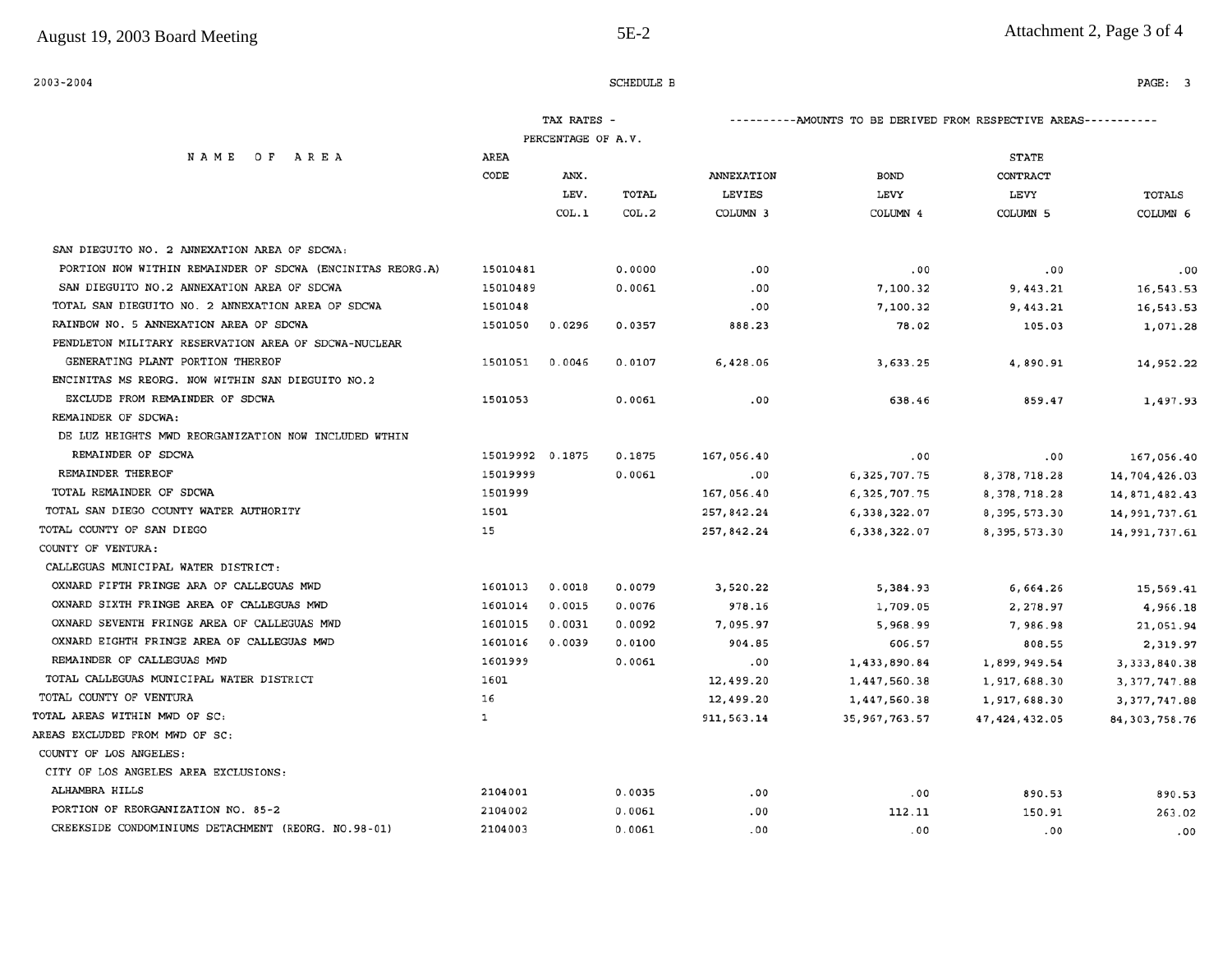2003-2004

SCHEDULE B

| NAME OF AREA | AREA CODE | TAX RATES - PERCENTAGE OF A.V. ANX. LEV. COL.1 | TOTAL COL.2 | ANNEXATION LEVIES COLUMN 3 | BOND LEVY COLUMN 4 | STATE CONTRACT LEVY COLUMN 5 | TOTALS COLUMN 6 |
|---|---|---|---|---|---|---|---|
| SAN DIEGUITO NO. 2 ANNEXATION AREA OF SDCWA: | | | | | | | |
| PORTION NOW WITHIN REMAINDER OF SDCWA (ENCINITAS REORG.A) | 15010481 | | 0.0000 | .00 | .00 | .00 | .00 |
| SAN DIEGUITO NO.2 ANNEXATION AREA OF SDCWA | 15010489 | | 0.0061 | .00 | 7,100.32 | 9,443.21 | 16,543.53 |
| TOTAL SAN DIEGUITO NO. 2 ANNEXATION AREA OF SDCWA | 1501048 | | | .00 | 7,100.32 | 9,443.21 | 16,543.53 |
| RAINBOW NO. 5 ANNEXATION AREA OF SDCWA | 1501050 | 0.0296 | 0.0357 | 888.23 | 78.02 | 105.03 | 1,071.28 |
| PENDLETON MILITARY RESERVATION AREA OF SDCWA-NUCLEAR GENERATING PLANT PORTION THEREOF | 1501051 | 0.0046 | 0.0107 | 6,428.06 | 3,633.25 | 4,890.91 | 14,952.22 |
| ENCINITAS MS REORG. NOW WITHIN SAN DIEGUITO NO.2 EXCLUDE FROM REMAINDER OF SDCWA | 1501053 | | 0.0061 | .00 | 638.46 | 859.47 | 1,497.93 |
| REMAINDER OF SDCWA: | | | | | | | |
| DE LUZ HEIGHTS MWD REORGANIZATION NOW INCLUDED WTHIN REMAINDER OF SDCWA | 15019992 | 0.1875 | 0.1875 | 167,056.40 | .00 | .00 | 167,056.40 |
| REMAINDER THEREOF | 15019999 | | 0.0061 | .00 | 6,325,707.75 | 8,378,718.28 | 14,704,426.03 |
| TOTAL REMAINDER OF SDCWA | 1501999 | | | 167,056.40 | 6,325,707.75 | 8,378,718.28 | 14,871,482.43 |
| TOTAL SAN DIEGO COUNTY WATER AUTHORITY | 1501 | | | 257,842.24 | 6,338,322.07 | 8,395,573.30 | 14,991,737.61 |
| TOTAL COUNTY OF SAN DIEGO | 15 | | | 257,842.24 | 6,338,322.07 | 8,395,573.30 | 14,991,737.61 |
| COUNTY OF VENTURA: | | | | | | | |
| CALLEGUAS MUNICIPAL WATER DISTRICT: | | | | | | | |
| OXNARD FIFTH FRINGE ARA OF CALLEGUAS MWD | 1601013 | 0.0018 | 0.0079 | 3,520.22 | 5,384.93 | 6,664.26 | 15,569.41 |
| OXNARD SIXTH FRINGE AREA OF CALLEGUAS MWD | 1601014 | 0.0015 | 0.0076 | 978.16 | 1,709.05 | 2,278.97 | 4,966.18 |
| OXNARD SEVENTH FRINGE AREA OF CALLEGUAS MWD | 1601015 | 0.0031 | 0.0092 | 7,095.97 | 5,968.99 | 7,986.98 | 21,051.94 |
| OXNARD EIGHTH FRINGE AREA OF CALLEGUAS MWD | 1601016 | 0.0039 | 0.0100 | 904.85 | 606.57 | 808.55 | 2,319.97 |
| REMAINDER OF CALLEGUAS MWD | 1601999 | | 0.0061 | .00 | 1,433,890.84 | 1,899,949.54 | 3,333,840.38 |
| TOTAL CALLEGUAS MUNICIPAL WATER DISTRICT | 1601 | | | 12,499.20 | 1,447,560.38 | 1,917,688.30 | 3,377,747.88 |
| TOTAL COUNTY OF VENTURA | 16 | | | 12,499.20 | 1,447,560.38 | 1,917,688.30 | 3,377,747.88 |
| TOTAL AREAS WITHIN MWD OF SC: | 1 | | | 911,563.14 | 35,967,763.57 | 47,424,432.05 | 84,303,758.76 |
| AREAS EXCLUDED FROM MWD OF SC: | | | | | | | |
| COUNTY OF LOS ANGELES: | | | | | | | |
| CITY OF LOS ANGELES AREA EXCLUSIONS: | | | | | | | |
| ALHAMBRA HILLS | 2104001 | | 0.0035 | .00 | .00 | 890.53 | 890.53 |
| PORTION OF REORGANIZATION NO. 85-2 | 2104002 | | 0.0061 | .00 | 112.11 | 150.91 | 263.02 |
| CREEKSIDE CONDOMINIUMS DETACHMENT (REORG. NO.98-01) | 2104003 | | 0.0061 | .00 | .00 | .00 | .00 |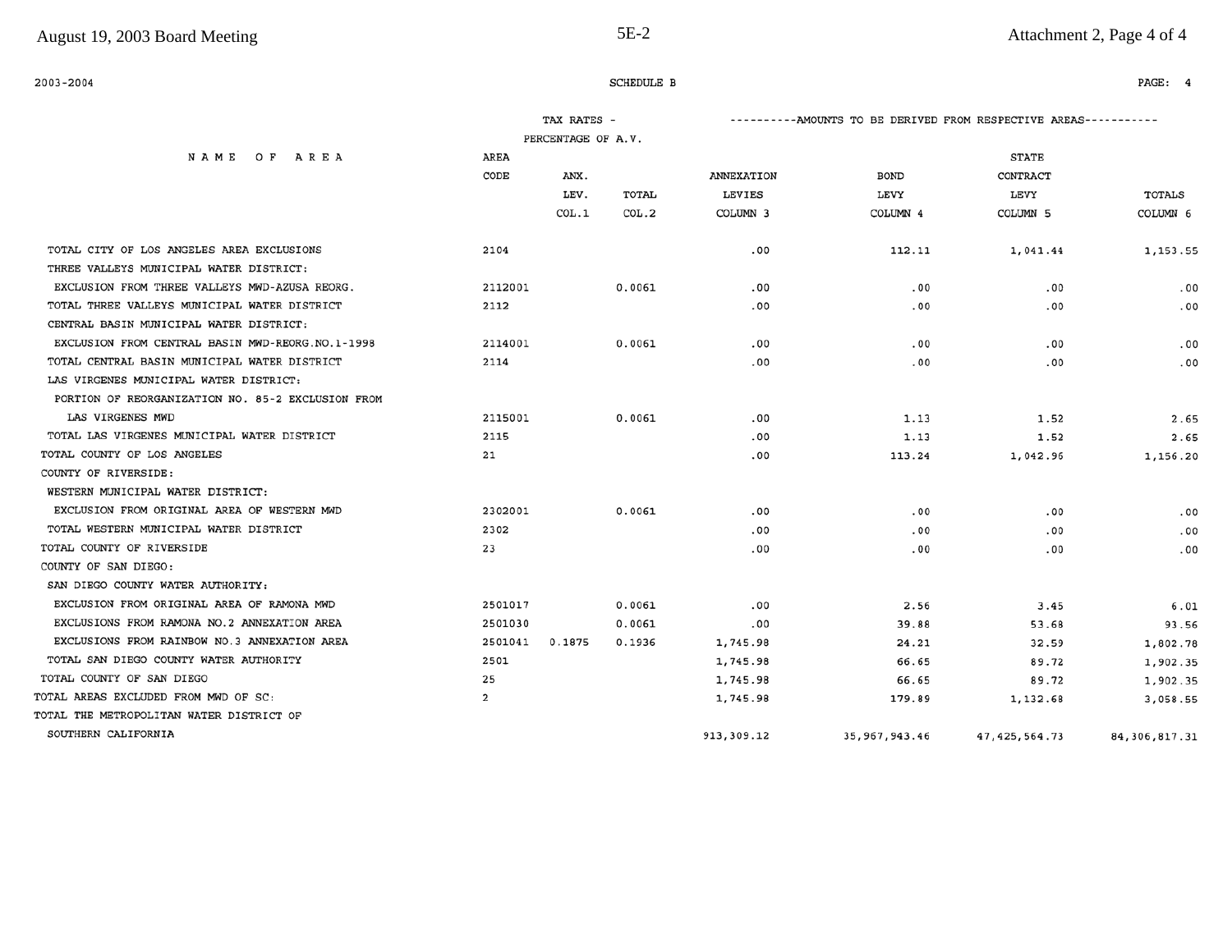2003-2004

SCHEDULE B

| NAME OF AREA | AREA CODE | TAX RATES - PERCENTAGE OF A.V. ANX. LEV. COL.1 | TOTAL COL.2 | AMOUNTS TO BE DERIVED FROM RESPECTIVE AREAS ANNEXATION LEVIES COLUMN 3 | BOND LEVY COLUMN 4 | STATE CONTRACT LEVY COLUMN 5 | TOTALS COLUMN 6 |
|---|---|---|---|---|---|---|---|
| TOTAL CITY OF LOS ANGELES AREA EXCLUSIONS | 2104 | | | .00 | 112.11 | 1,041.44 | 1,153.55 |
| THREE VALLEYS MUNICIPAL WATER DISTRICT: | | | | | | | |
| EXCLUSION FROM THREE VALLEYS MWD-AZUSA REORG. | 2112001 | | 0.0061 | .00 | .00 | .00 | .00 |
| TOTAL THREE VALLEYS MUNICIPAL WATER DISTRICT | 2112 | | | .00 | .00 | .00 | .00 |
| CENTRAL BASIN MUNICIPAL WATER DISTRICT: | | | | | | | |
| EXCLUSION FROM CENTRAL BASIN MWD-REORG.NO.1-1998 | 2114001 | | 0.0061 | .00 | .00 | .00 | .00 |
| TOTAL CENTRAL BASIN MUNICIPAL WATER DISTRICT | 2114 | | | .00 | .00 | .00 | .00 |
| LAS VIRGENES MUNICIPAL WATER DISTRICT: | | | | | | | |
| PORTION OF REORGANIZATION NO. 85-2 EXCLUSION FROM LAS VIRGENES MWD | 2115001 | | 0.0061 | .00 | 1.13 | 1.52 | 2.65 |
| TOTAL LAS VIRGENES MUNICIPAL WATER DISTRICT | 2115 | | | .00 | 1.13 | 1.52 | 2.65 |
| TOTAL COUNTY OF LOS ANGELES | 21 | | | .00 | 113.24 | 1,042.96 | 1,156.20 |
| COUNTY OF RIVERSIDE: | | | | | | | |
| WESTERN MUNICIPAL WATER DISTRICT: | | | | | | | |
| EXCLUSION FROM ORIGINAL AREA OF WESTERN MWD | 2302001 | | 0.0061 | .00 | .00 | .00 | .00 |
| TOTAL WESTERN MUNICIPAL WATER DISTRICT | 2302 | | | .00 | .00 | .00 | .00 |
| TOTAL COUNTY OF RIVERSIDE | 23 | | | .00 | .00 | .00 | .00 |
| COUNTY OF SAN DIEGO: | | | | | | | |
| SAN DIEGO COUNTY WATER AUTHORITY: | | | | | | | |
| EXCLUSION FROM ORIGINAL AREA OF RAMONA MWD | 2501017 | | 0.0061 | .00 | 2.56 | 3.45 | 6.01 |
| EXCLUSIONS FROM RAMONA NO.2 ANNEXATION AREA | 2501030 | | 0.0061 | .00 | 39.88 | 53.68 | 93.56 |
| EXCLUSIONS FROM RAINBOW NO.3 ANNEXATION AREA | 2501041 | 0.1875 | 0.1936 | 1,745.98 | 24.21 | 32.59 | 1,802.78 |
| TOTAL SAN DIEGO COUNTY WATER AUTHORITY | 2501 | | | 1,745.98 | 66.65 | 89.72 | 1,902.35 |
| TOTAL COUNTY OF SAN DIEGO | 25 | | | 1,745.98 | 66.65 | 89.72 | 1,902.35 |
| TOTAL AREAS EXCLUDED FROM MWD OF SC: | 2 | | | 1,745.98 | 179.89 | 1,132.68 | 3,058.55 |
| TOTAL THE METROPOLITAN WATER DISTRICT OF SOUTHERN CALIFORNIA | | | | 913,309.12 | 35,967,943.46 | 47,425,564.73 | 84,306,817.31 |